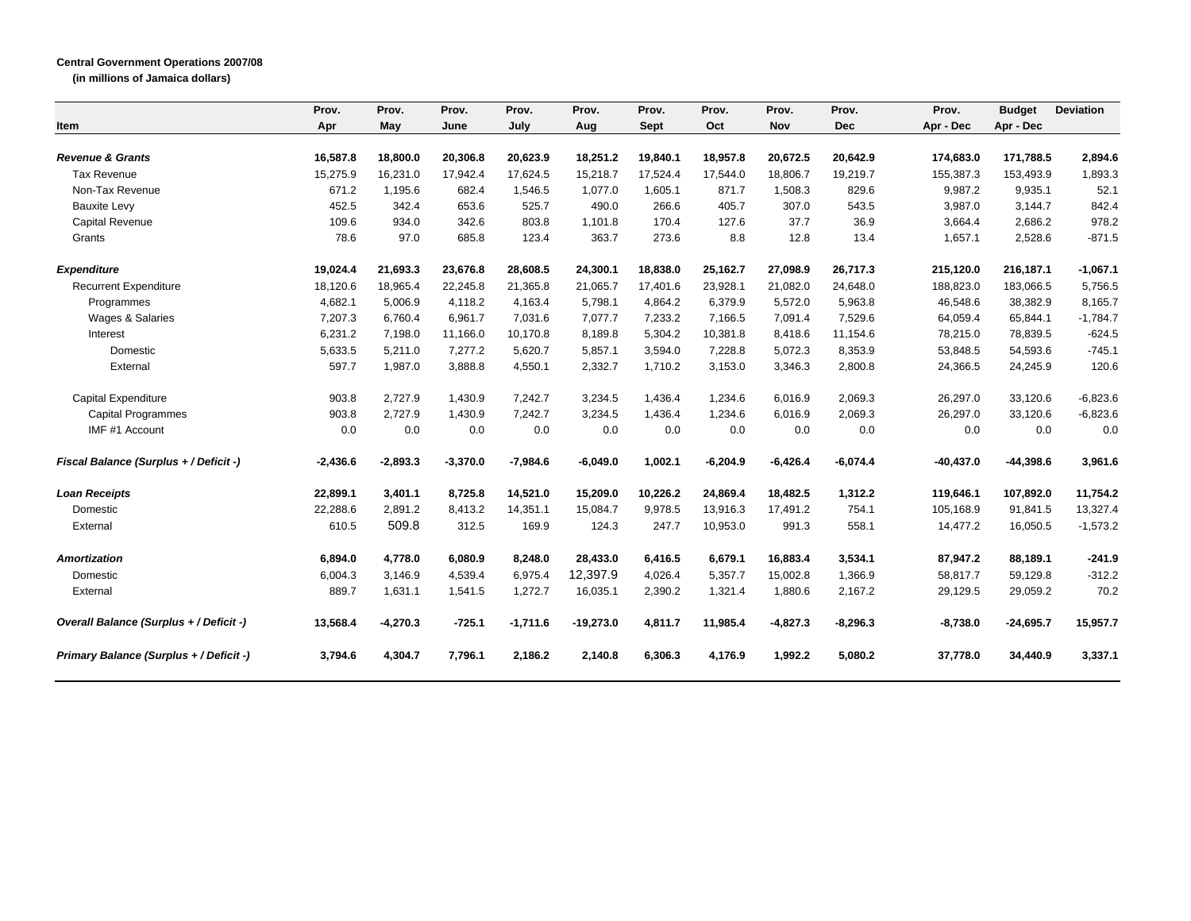**Central Government Operations 2007/08**

**(in millions of Jamaica dollars)**

| Item | Prov. Apr | Prov. May | Prov. June | Prov. July | Prov. Aug | Prov. Sept | Prov. Oct | Prov. Nov | Prov. Dec | Prov. Apr - Dec | Budget Apr - Dec | Deviation |
|---|---|---|---|---|---|---|---|---|---|---|---|---|
| ***Revenue & Grants*** | **16,587.8** | **18,800.0** | **20,306.8** | **20,623.9** | **18,251.2** | **19,840.1** | **18,957.8** | **20,672.5** | **20,642.9** | **174,683.0** | **171,788.5** | **2,894.6** |
| Tax Revenue | 15,275.9 | 16,231.0 | 17,942.4 | 17,624.5 | 15,218.7 | 17,524.4 | 17,544.0 | 18,806.7 | 19,219.7 | 155,387.3 | 153,493.9 | 1,893.3 |
| Non-Tax Revenue | 671.2 | 1,195.6 | 682.4 | 1,546.5 | 1,077.0 | 1,605.1 | 871.7 | 1,508.3 | 829.6 | 9,987.2 | 9,935.1 | 52.1 |
| Bauxite Levy | 452.5 | 342.4 | 653.6 | 525.7 | 490.0 | 266.6 | 405.7 | 307.0 | 543.5 | 3,987.0 | 3,144.7 | 842.4 |
| Capital Revenue | 109.6 | 934.0 | 342.6 | 803.8 | 1,101.8 | 170.4 | 127.6 | 37.7 | 36.9 | 3,664.4 | 2,686.2 | 978.2 |
| Grants | 78.6 | 97.0 | 685.8 | 123.4 | 363.7 | 273.6 | 8.8 | 12.8 | 13.4 | 1,657.1 | 2,528.6 | -871.5 |
| ***Expenditure*** | **19,024.4** | **21,693.3** | **23,676.8** | **28,608.5** | **24,300.1** | **18,838.0** | **25,162.7** | **27,098.9** | **26,717.3** | **215,120.0** | **216,187.1** | **-1,067.1** |
| Recurrent Expenditure | 18,120.6 | 18,965.4 | 22,245.8 | 21,365.8 | 21,065.7 | 17,401.6 | 23,928.1 | 21,082.0 | 24,648.0 | 188,823.0 | 183,066.5 | 5,756.5 |
| Programmes | 4,682.1 | 5,006.9 | 4,118.2 | 4,163.4 | 5,798.1 | 4,864.2 | 6,379.9 | 5,572.0 | 5,963.8 | 46,548.6 | 38,382.9 | 8,165.7 |
| Wages & Salaries | 7,207.3 | 6,760.4 | 6,961.7 | 7,031.6 | 7,077.7 | 7,233.2 | 7,166.5 | 7,091.4 | 7,529.6 | 64,059.4 | 65,844.1 | -1,784.7 |
| Interest | 6,231.2 | 7,198.0 | 11,166.0 | 10,170.8 | 8,189.8 | 5,304.2 | 10,381.8 | 8,418.6 | 11,154.6 | 78,215.0 | 78,839.5 | -624.5 |
| Domestic | 5,633.5 | 5,211.0 | 7,277.2 | 5,620.7 | 5,857.1 | 3,594.0 | 7,228.8 | 5,072.3 | 8,353.9 | 53,848.5 | 54,593.6 | -745.1 |
| External | 597.7 | 1,987.0 | 3,888.8 | 4,550.1 | 2,332.7 | 1,710.2 | 3,153.0 | 3,346.3 | 2,800.8 | 24,366.5 | 24,245.9 | 120.6 |
| Capital Expenditure | 903.8 | 2,727.9 | 1,430.9 | 7,242.7 | 3,234.5 | 1,436.4 | 1,234.6 | 6,016.9 | 2,069.3 | 26,297.0 | 33,120.6 | -6,823.6 |
| Capital Programmes | 903.8 | 2,727.9 | 1,430.9 | 7,242.7 | 3,234.5 | 1,436.4 | 1,234.6 | 6,016.9 | 2,069.3 | 26,297.0 | 33,120.6 | -6,823.6 |
| IMF #1 Account | 0.0 | 0.0 | 0.0 | 0.0 | 0.0 | 0.0 | 0.0 | 0.0 | 0.0 | 0.0 | 0.0 | 0.0 |
| ***Fiscal Balance (Surplus + / Deficit -)*** | **-2,436.6** | **-2,893.3** | **-3,370.0** | **-7,984.6** | **-6,049.0** | **1,002.1** | **-6,204.9** | **-6,426.4** | **-6,074.4** | **-40,437.0** | **-44,398.6** | **3,961.6** |
| ***Loan Receipts*** | **22,899.1** | **3,401.1** | **8,725.8** | **14,521.0** | **15,209.0** | **10,226.2** | **24,869.4** | **18,482.5** | **1,312.2** | **119,646.1** | **107,892.0** | **11,754.2** |
| Domestic | 22,288.6 | 2,891.2 | 8,413.2 | 14,351.1 | 15,084.7 | 9,978.5 | 13,916.3 | 17,491.2 | 754.1 | 105,168.9 | 91,841.5 | 13,327.4 |
| External | 610.5 | 509.8 | 312.5 | 169.9 | 124.3 | 247.7 | 10,953.0 | 991.3 | 558.1 | 14,477.2 | 16,050.5 | -1,573.2 |
| ***Amortization*** | **6,894.0** | **4,778.0** | **6,080.9** | **8,248.0** | **28,433.0** | **6,416.5** | **6,679.1** | **16,883.4** | **3,534.1** | **87,947.2** | **88,189.1** | **-241.9** |
| Domestic | 6,004.3 | 3,146.9 | 4,539.4 | 6,975.4 | 12,397.9 | 4,026.4 | 5,357.7 | 15,002.8 | 1,366.9 | 58,817.7 | 59,129.8 | -312.2 |
| External | 889.7 | 1,631.1 | 1,541.5 | 1,272.7 | 16,035.1 | 2,390.2 | 1,321.4 | 1,880.6 | 2,167.2 | 29,129.5 | 29,059.2 | 70.2 |
| ***Overall Balance (Surplus + / Deficit -)*** | **13,568.4** | **-4,270.3** | **-725.1** | **-1,711.6** | **-19,273.0** | **4,811.7** | **11,985.4** | **-4,827.3** | **-8,296.3** | **-8,738.0** | **-24,695.7** | **15,957.7** |
| ***Primary Balance (Surplus + / Deficit -)*** | **3,794.6** | **4,304.7** | **7,796.1** | **2,186.2** | **2,140.8** | **6,306.3** | **4,176.9** | **1,992.2** | **5,080.2** | **37,778.0** | **34,440.9** | **3,337.1** |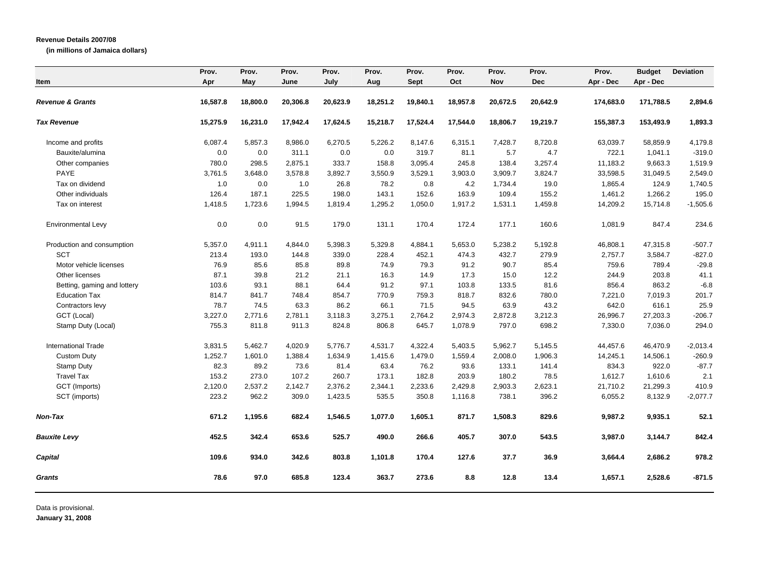**Revenue Details 2007/08**

**(in millions of Jamaica dollars)**

| Item | Prov. Apr | Prov. May | Prov. June | Prov. July | Prov. Aug | Prov. Sept | Prov. Oct | Prov. Nov | Prov. Dec | Prov. Apr - Dec | Budget Apr - Dec | Deviation |
|---|---|---|---|---|---|---|---|---|---|---|---|---|
| ***Revenue & Grants*** | **16,587.8** | **18,800.0** | **20,306.8** | **20,623.9** | **18,251.2** | **19,840.1** | **18,957.8** | **20,672.5** | **20,642.9** | **174,683.0** | **171,788.5** | **2,894.6** |
| ***Tax Revenue*** | **15,275.9** | **16,231.0** | **17,942.4** | **17,624.5** | **15,218.7** | **17,524.4** | **17,544.0** | **18,806.7** | **19,219.7** | **155,387.3** | **153,493.9** | **1,893.3** |
| Income and profits | 6,087.4 | 5,857.3 | 8,986.0 | 6,270.5 | 5,226.2 | 8,147.6 | 6,315.1 | 7,428.7 | 8,720.8 | 63,039.7 | 58,859.9 | 4,179.8 |
| Bauxite/alumina | 0.0 | 0.0 | 311.1 | 0.0 | 0.0 | 319.7 | 81.1 | 5.7 | 4.7 | 722.1 | 1,041.1 | -319.0 |
| Other companies | 780.0 | 298.5 | 2,875.1 | 333.7 | 158.8 | 3,095.4 | 245.8 | 138.4 | 3,257.4 | 11,183.2 | 9,663.3 | 1,519.9 |
| PAYE | 3,761.5 | 3,648.0 | 3,578.8 | 3,892.7 | 3,550.9 | 3,529.1 | 3,903.0 | 3,909.7 | 3,824.7 | 33,598.5 | 31,049.5 | 2,549.0 |
| Tax on dividend | 1.0 | 0.0 | 1.0 | 26.8 | 78.2 | 0.8 | 4.2 | 1,734.4 | 19.0 | 1,865.4 | 124.9 | 1,740.5 |
| Other individuals | 126.4 | 187.1 | 225.5 | 198.0 | 143.1 | 152.6 | 163.9 | 109.4 | 155.2 | 1,461.2 | 1,266.2 | 195.0 |
| Tax on interest | 1,418.5 | 1,723.6 | 1,994.5 | 1,819.4 | 1,295.2 | 1,050.0 | 1,917.2 | 1,531.1 | 1,459.8 | 14,209.2 | 15,714.8 | -1,505.6 |
| Environmental Levy | 0.0 | 0.0 | 91.5 | 179.0 | 131.1 | 170.4 | 172.4 | 177.1 | 160.6 | 1,081.9 | 847.4 | 234.6 |
| Production and consumption | 5,357.0 | 4,911.1 | 4,844.0 | 5,398.3 | 5,329.8 | 4,884.1 | 5,653.0 | 5,238.2 | 5,192.8 | 46,808.1 | 47,315.8 | -507.7 |
| SCT | 213.4 | 193.0 | 144.8 | 339.0 | 228.4 | 452.1 | 474.3 | 432.7 | 279.9 | 2,757.7 | 3,584.7 | -827.0 |
| Motor vehicle licenses | 76.9 | 85.6 | 85.8 | 89.8 | 74.9 | 79.3 | 91.2 | 90.7 | 85.4 | 759.6 | 789.4 | -29.8 |
| Other licenses | 87.1 | 39.8 | 21.2 | 21.1 | 16.3 | 14.9 | 17.3 | 15.0 | 12.2 | 244.9 | 203.8 | 41.1 |
| Betting, gaming and lottery | 103.6 | 93.1 | 88.1 | 64.4 | 91.2 | 97.1 | 103.8 | 133.5 | 81.6 | 856.4 | 863.2 | -6.8 |
| Education Tax | 814.7 | 841.7 | 748.4 | 854.7 | 770.9 | 759.3 | 818.7 | 832.6 | 780.0 | 7,221.0 | 7,019.3 | 201.7 |
| Contractors levy | 78.7 | 74.5 | 63.3 | 86.2 | 66.1 | 71.5 | 94.5 | 63.9 | 43.2 | 642.0 | 616.1 | 25.9 |
| GCT (Local) | 3,227.0 | 2,771.6 | 2,781.1 | 3,118.3 | 3,275.1 | 2,764.2 | 2,974.3 | 2,872.8 | 3,212.3 | 26,996.7 | 27,203.3 | -206.7 |
| Stamp Duty (Local) | 755.3 | 811.8 | 911.3 | 824.8 | 806.8 | 645.7 | 1,078.9 | 797.0 | 698.2 | 7,330.0 | 7,036.0 | 294.0 |
| International Trade | 3,831.5 | 5,462.7 | 4,020.9 | 5,776.7 | 4,531.7 | 4,322.4 | 5,403.5 | 5,962.7 | 5,145.5 | 44,457.6 | 46,470.9 | -2,013.4 |
| Custom Duty | 1,252.7 | 1,601.0 | 1,388.4 | 1,634.9 | 1,415.6 | 1,479.0 | 1,559.4 | 2,008.0 | 1,906.3 | 14,245.1 | 14,506.1 | -260.9 |
| Stamp Duty | 82.3 | 89.2 | 73.6 | 81.4 | 63.4 | 76.2 | 93.6 | 133.1 | 141.4 | 834.3 | 922.0 | -87.7 |
| Travel Tax | 153.2 | 273.0 | 107.2 | 260.7 | 173.1 | 182.8 | 203.9 | 180.2 | 78.5 | 1,612.7 | 1,610.6 | 2.1 |
| GCT (Imports) | 2,120.0 | 2,537.2 | 2,142.7 | 2,376.2 | 2,344.1 | 2,233.6 | 2,429.8 | 2,903.3 | 2,623.1 | 21,710.2 | 21,299.3 | 410.9 |
| SCT (imports) | 223.2 | 962.2 | 309.0 | 1,423.5 | 535.5 | 350.8 | 1,116.8 | 738.1 | 396.2 | 6,055.2 | 8,132.9 | -2,077.7 |
| ***Non-Tax*** | **671.2** | **1,195.6** | **682.4** | **1,546.5** | **1,077.0** | **1,605.1** | **871.7** | **1,508.3** | **829.6** | **9,987.2** | **9,935.1** | **52.1** |
| ***Bauxite Levy*** | **452.5** | **342.4** | **653.6** | **525.7** | **490.0** | **266.6** | **405.7** | **307.0** | **543.5** | **3,987.0** | **3,144.7** | **842.4** |
| ***Capital*** | **109.6** | **934.0** | **342.6** | **803.8** | **1,101.8** | **170.4** | **127.6** | **37.7** | **36.9** | **3,664.4** | **2,686.2** | **978.2** |
| ***Grants*** | **78.6** | **97.0** | **685.8** | **123.4** | **363.7** | **273.6** | **8.8** | **12.8** | **13.4** | **1,657.1** | **2,528.6** | **-871.5** |

Data is provisional.

**January 31, 2008**